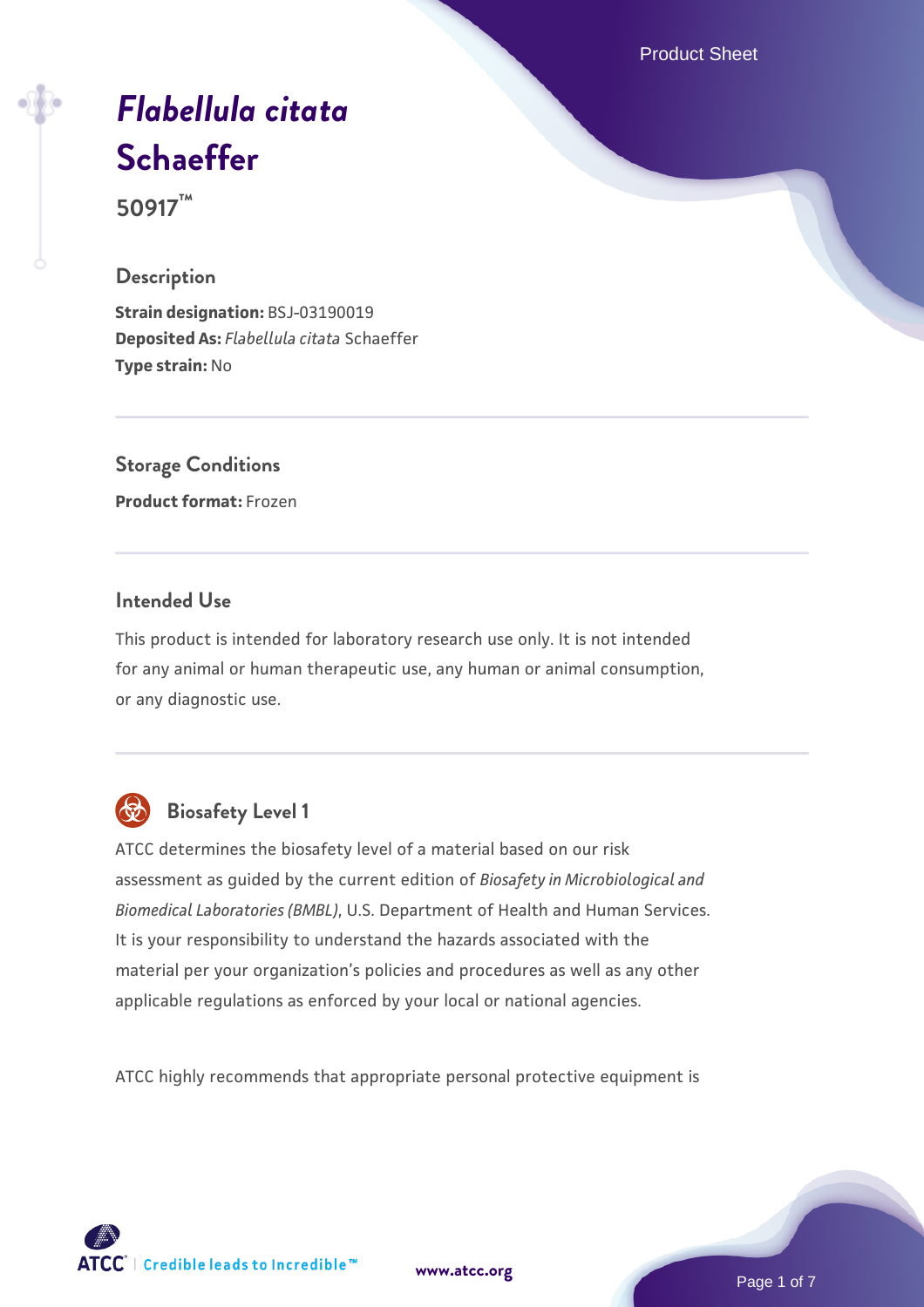# *Flabellula citata* Schaeffer

**50917™**

## Description

**Strain designation:** BSJ-03190019
**Deposited As:** *Flabellula citata* Schaeffer
**Type strain:** No

## Storage Conditions

**Product format:** Frozen

## Intended Use

This product is intended for laboratory research use only. It is not intended for any animal or human therapeutic use, any human or animal consumption, or any diagnostic use.

## Biosafety Level 1

ATCC determines the biosafety level of a material based on our risk assessment as guided by the current edition of *Biosafety in Microbiological and Biomedical Laboratories (BMBL)*, U.S. Department of Health and Human Services. It is your responsibility to understand the hazards associated with the material per your organization's policies and procedures as well as any other applicable regulations as enforced by your local or national agencies.

ATCC highly recommends that appropriate personal protective equipment is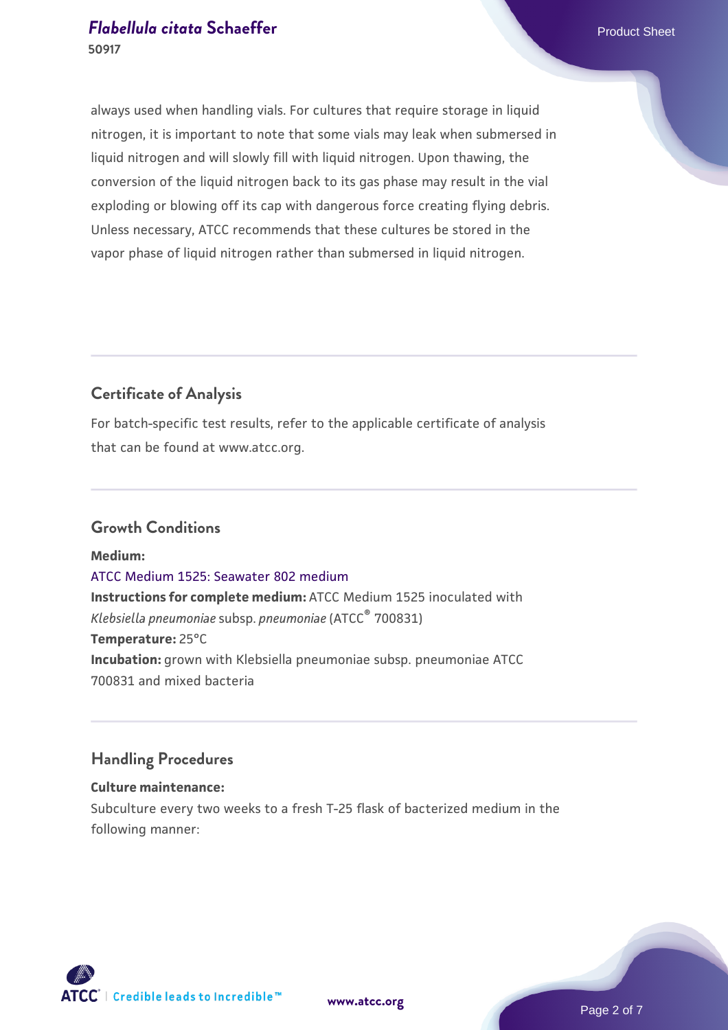always used when handling vials. For cultures that require storage in liquid nitrogen, it is important to note that some vials may leak when submersed in liquid nitrogen and will slowly fill with liquid nitrogen. Upon thawing, the conversion of the liquid nitrogen back to its gas phase may result in the vial exploding or blowing off its cap with dangerous force creating flying debris. Unless necessary, ATCC recommends that these cultures be stored in the vapor phase of liquid nitrogen rather than submersed in liquid nitrogen.

## Certificate of Analysis

For batch-specific test results, refer to the applicable certificate of analysis that can be found at www.atcc.org.

## Growth Conditions

**Medium:**
ATCC Medium 1525: Seawater 802 medium
**Instructions for complete medium:** ATCC Medium 1525 inoculated with *Klebsiella pneumoniae* subsp. *pneumoniae* (ATCC® 700831)
**Temperature:** 25°C
**Incubation:** grown with Klebsiella pneumoniae subsp. pneumoniae ATCC 700831 and mixed bacteria

## Handling Procedures

**Culture maintenance:**
Subculture every two weeks to a fresh T-25 flask of bacterized medium in the following manner: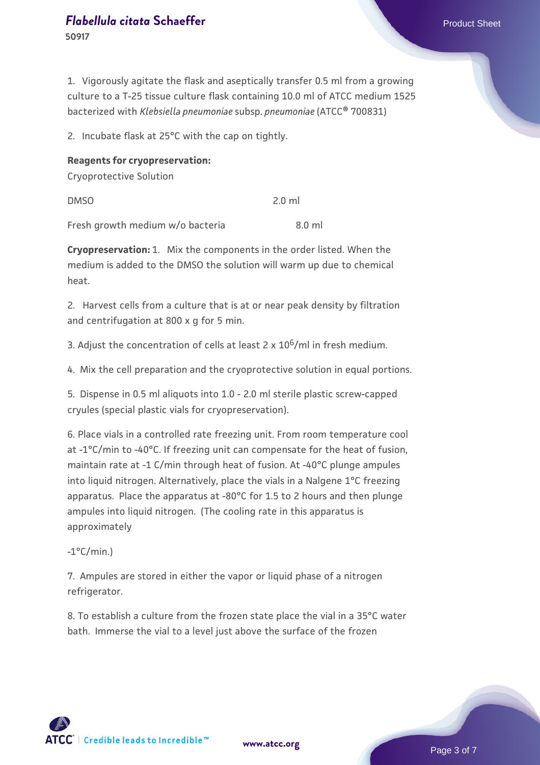1. Vigorously agitate the flask and aseptically transfer 0.5 ml from a growing culture to a T-25 tissue culture flask containing 10.0 ml of ATCC medium 1525 bacterized with *Klebsiella pneumoniae* subsp. *pneumoniae* (ATCC® 700831)

2. Incubate flask at 25°C with the cap on tightly.

**Reagents for cryopreservation:**

Cryoprotective Solution

| | |
|---|---|
| DMSO | 2.0 ml |
| Fresh growth medium w/o bacteria | 8.0 ml |

**Cryopreservation:** 1. Mix the components in the order listed. When the medium is added to the DMSO the solution will warm up due to chemical heat.

2. Harvest cells from a culture that is at or near peak density by filtration and centrifugation at 800 x g for 5 min.

3. Adjust the concentration of cells at least 2 x $10^6$/ml in fresh medium.

4. Mix the cell preparation and the cryoprotective solution in equal portions.

5. Dispense in 0.5 ml aliquots into 1.0 - 2.0 ml sterile plastic screw-capped cryules (special plastic vials for cryopreservation).

6. Place vials in a controlled rate freezing unit. From room temperature cool at -1°C/min to -40°C. If freezing unit can compensate for the heat of fusion, maintain rate at -1 C/min through heat of fusion. At -40°C plunge ampules into liquid nitrogen. Alternatively, place the vials in a Nalgene 1°C freezing apparatus. Place the apparatus at -80°C for 1.5 to 2 hours and then plunge ampules into liquid nitrogen. (The cooling rate in this apparatus is approximately

-1°C/min.)

7. Ampules are stored in either the vapor or liquid phase of a nitrogen refrigerator.

8. To establish a culture from the frozen state place the vial in a 35°C water bath. Immerse the vial to a level just above the surface of the frozen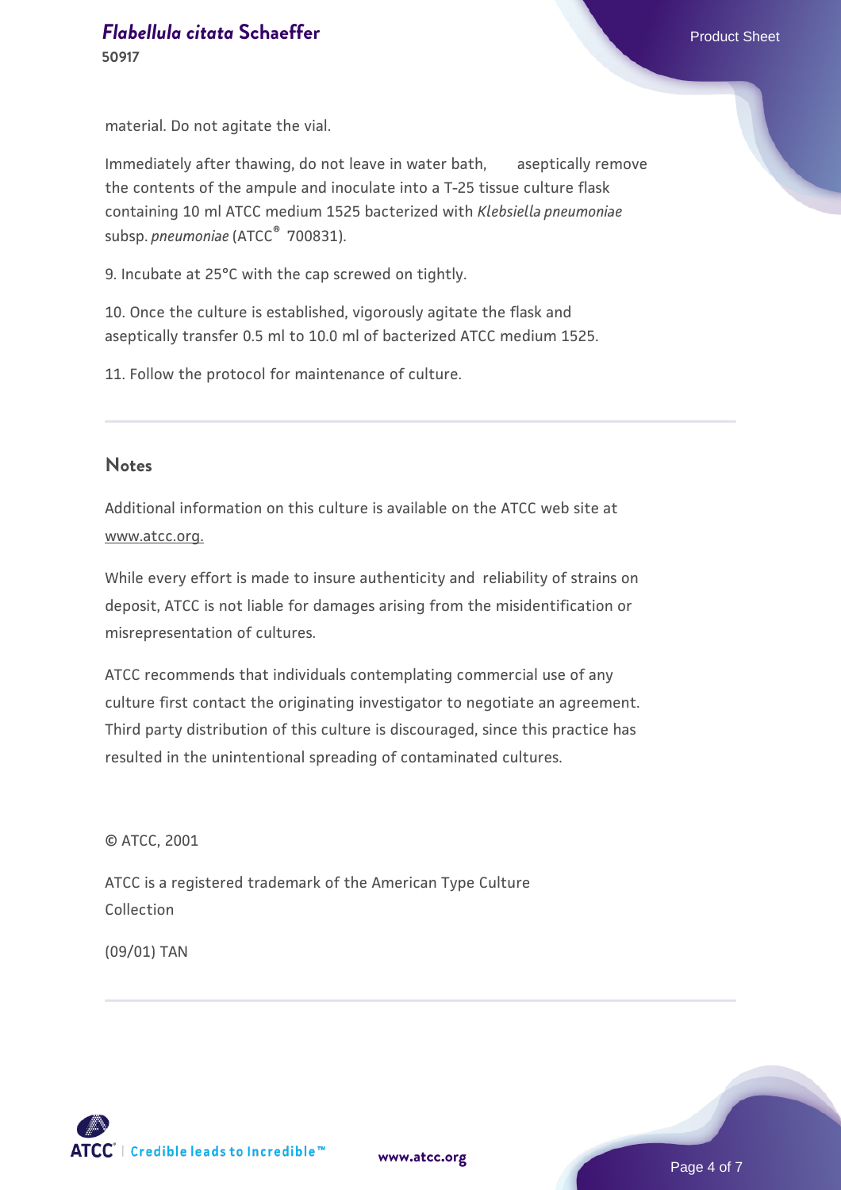material. Do not agitate the vial.

Immediately after thawing, do not leave in water bath, aseptically remove the contents of the ampule and inoculate into a T-25 tissue culture flask containing 10 ml ATCC medium 1525 bacterized with *Klebsiella pneumoniae* subsp. *pneumoniae* (ATCC® 700831).

9. Incubate at 25°C with the cap screwed on tightly.

10. Once the culture is established, vigorously agitate the flask and aseptically transfer 0.5 ml to 10.0 ml of bacterized ATCC medium 1525.

11. Follow the protocol for maintenance of culture.

## Notes

Additional information on this culture is available on the ATCC web site at www.atcc.org.

While every effort is made to insure authenticity and reliability of strains on deposit, ATCC is not liable for damages arising from the misidentification or misrepresentation of cultures.

ATCC recommends that individuals contemplating commercial use of any culture first contact the originating investigator to negotiate an agreement. Third party distribution of this culture is discouraged, since this practice has resulted in the unintentional spreading of contaminated cultures.

© ATCC, 2001

ATCC is a registered trademark of the American Type Culture Collection

(09/01) TAN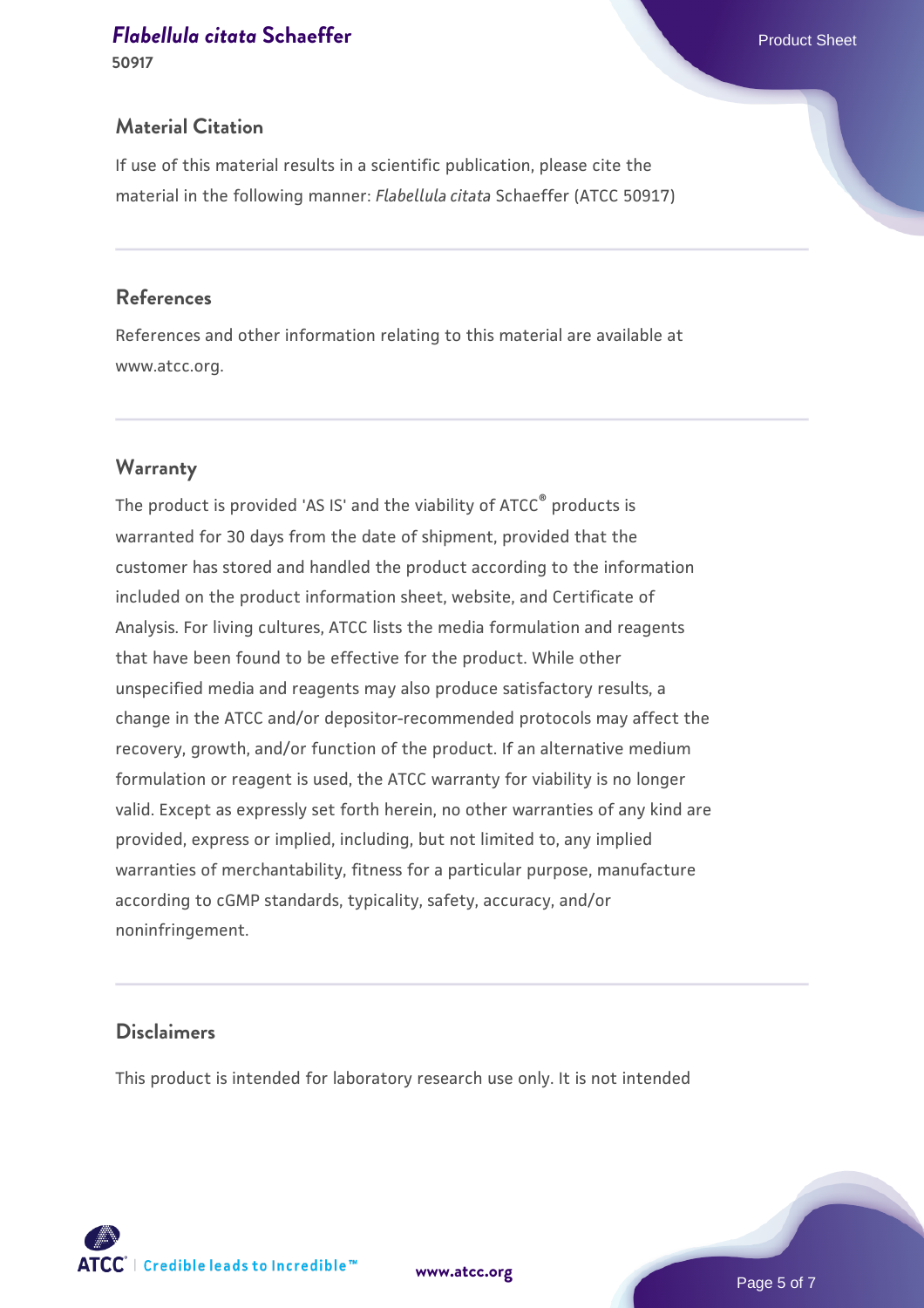## Material Citation

If use of this material results in a scientific publication, please cite the material in the following manner: *Flabellula citata* Schaeffer (ATCC 50917)

## References

References and other information relating to this material are available at www.atcc.org.

## Warranty

The product is provided 'AS IS' and the viability of ATCC® products is warranted for 30 days from the date of shipment, provided that the customer has stored and handled the product according to the information included on the product information sheet, website, and Certificate of Analysis. For living cultures, ATCC lists the media formulation and reagents that have been found to be effective for the product. While other unspecified media and reagents may also produce satisfactory results, a change in the ATCC and/or depositor-recommended protocols may affect the recovery, growth, and/or function of the product. If an alternative medium formulation or reagent is used, the ATCC warranty for viability is no longer valid. Except as expressly set forth herein, no other warranties of any kind are provided, express or implied, including, but not limited to, any implied warranties of merchantability, fitness for a particular purpose, manufacture according to cGMP standards, typicality, safety, accuracy, and/or noninfringement.

## Disclaimers

This product is intended for laboratory research use only. It is not intended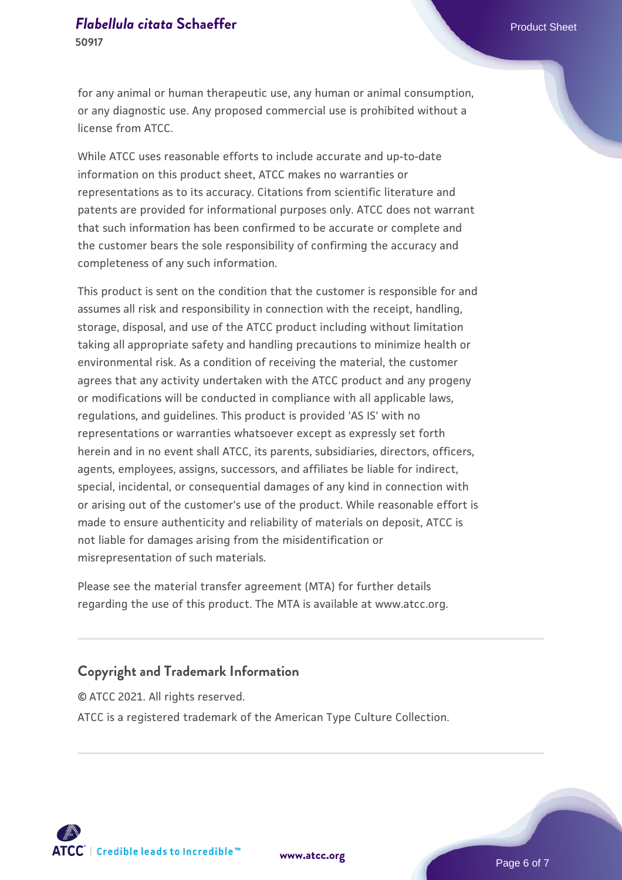for any animal or human therapeutic use, any human or animal consumption, or any diagnostic use. Any proposed commercial use is prohibited without a license from ATCC.

While ATCC uses reasonable efforts to include accurate and up-to-date information on this product sheet, ATCC makes no warranties or representations as to its accuracy. Citations from scientific literature and patents are provided for informational purposes only. ATCC does not warrant that such information has been confirmed to be accurate or complete and the customer bears the sole responsibility of confirming the accuracy and completeness of any such information.

This product is sent on the condition that the customer is responsible for and assumes all risk and responsibility in connection with the receipt, handling, storage, disposal, and use of the ATCC product including without limitation taking all appropriate safety and handling precautions to minimize health or environmental risk. As a condition of receiving the material, the customer agrees that any activity undertaken with the ATCC product and any progeny or modifications will be conducted in compliance with all applicable laws, regulations, and guidelines. This product is provided 'AS IS' with no representations or warranties whatsoever except as expressly set forth herein and in no event shall ATCC, its parents, subsidiaries, directors, officers, agents, employees, assigns, successors, and affiliates be liable for indirect, special, incidental, or consequential damages of any kind in connection with or arising out of the customer's use of the product. While reasonable effort is made to ensure authenticity and reliability of materials on deposit, ATCC is not liable for damages arising from the misidentification or misrepresentation of such materials.

Please see the material transfer agreement (MTA) for further details regarding the use of this product. The MTA is available at www.atcc.org.

## Copyright and Trademark Information

© ATCC 2021. All rights reserved.

ATCC is a registered trademark of the American Type Culture Collection.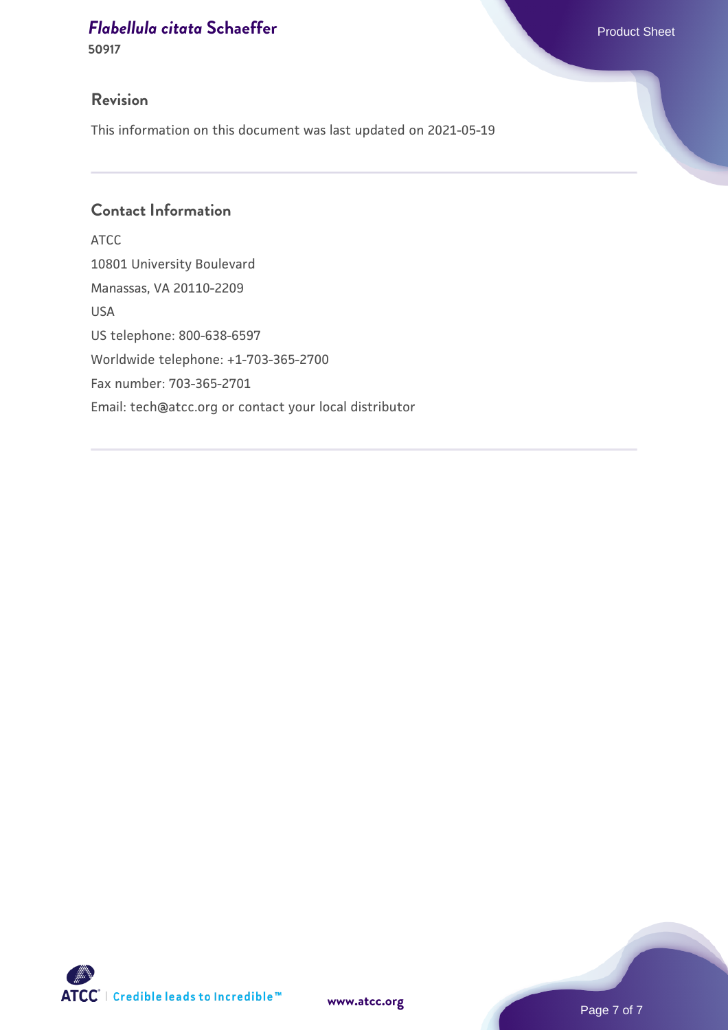## Revision

This information on this document was last updated on 2021-05-19

## Contact Information

ATCC
10801 University Boulevard
Manassas, VA 20110-2209
USA
US telephone: 800-638-6597
Worldwide telephone: +1-703-365-2700
Fax number: 703-365-2701
Email: tech@atcc.org or contact your local distributor